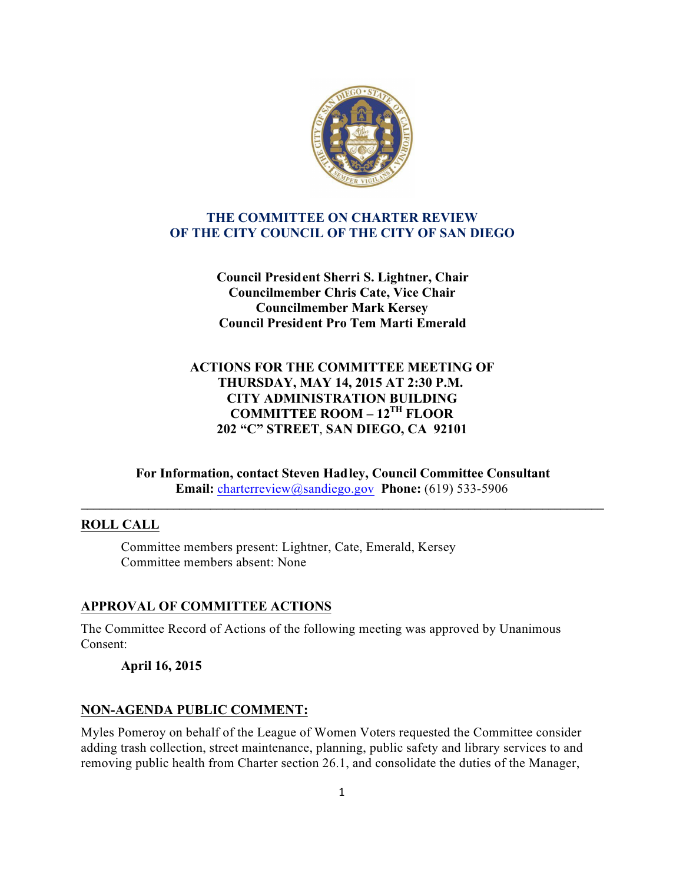# THE COMMITTEE ON CHARTER REVIEW
# OF THE CITY COUNCIL OF THE CITY OF SAN DIEGO

**Council President Sherri S. Lightner, Chair**
**Councilmember Chris Cate, Vice Chair**
**Councilmember Mark Kersey**
**Council President Pro Tem Marti Emerald**

**ACTIONS FOR THE COMMITTEE MEETING OF**
**THURSDAY, MAY 14, 2015 AT 2:30 P.M.**
**CITY ADMINISTRATION BUILDING**
**COMMITTEE ROOM – 12TH FLOOR**
**202 "C" STREET, SAN DIEGO, CA 92101**

**For Information, contact Steven Hadley, Council Committee Consultant**
**Email:** charterreview@sandiego.gov **Phone:** (619) 533-5906

---

## ROLL CALL

Committee members present: Lightner, Cate, Emerald, Kersey
Committee members absent: None

## APPROVAL OF COMMITTEE ACTIONS

The Committee Record of Actions of the following meeting was approved by Unanimous Consent:

**April 16, 2015**

## NON-AGENDA PUBLIC COMMENT:

Myles Pomeroy on behalf of the League of Women Voters requested the Committee consider adding trash collection, street maintenance, planning, public safety and library services to and removing public health from Charter section 26.1, and consolidate the duties of the Manager,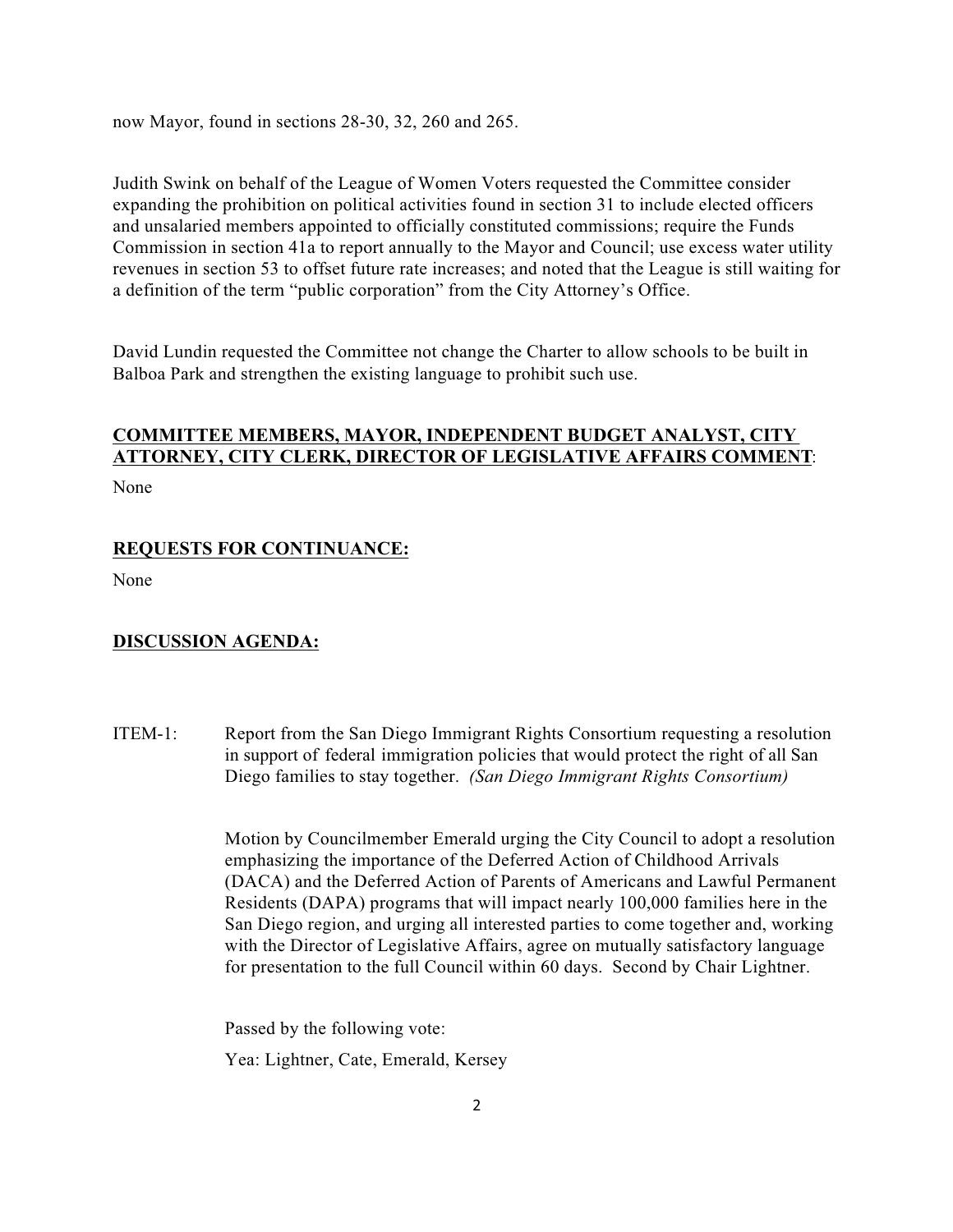now Mayor, found in sections 28-30, 32, 260 and 265.

Judith Swink on behalf of the League of Women Voters requested the Committee consider expanding the prohibition on political activities found in section 31 to include elected officers and unsalaried members appointed to officially constituted commissions; require the Funds Commission in section 41a to report annually to the Mayor and Council; use excess water utility revenues in section 53 to offset future rate increases; and noted that the League is still waiting for a definition of the term "public corporation" from the City Attorney's Office.

David Lundin requested the Committee not change the Charter to allow schools to be built in Balboa Park and strengthen the existing language to prohibit such use.

**COMMITTEE MEMBERS, MAYOR, INDEPENDENT BUDGET ANALYST, CITY ATTORNEY, CITY CLERK, DIRECTOR OF LEGISLATIVE AFFAIRS COMMENT**:

None

**REQUESTS FOR CONTINUANCE:**

None

**DISCUSSION AGENDA:**

ITEM-1: Report from the San Diego Immigrant Rights Consortium requesting a resolution in support of federal immigration policies that would protect the right of all San Diego families to stay together. *(San Diego Immigrant Rights Consortium)*

Motion by Councilmember Emerald urging the City Council to adopt a resolution emphasizing the importance of the Deferred Action of Childhood Arrivals (DACA) and the Deferred Action of Parents of Americans and Lawful Permanent Residents (DAPA) programs that will impact nearly 100,000 families here in the San Diego region, and urging all interested parties to come together and, working with the Director of Legislative Affairs, agree on mutually satisfactory language for presentation to the full Council within 60 days. Second by Chair Lightner.

Passed by the following vote:

Yea: Lightner, Cate, Emerald, Kersey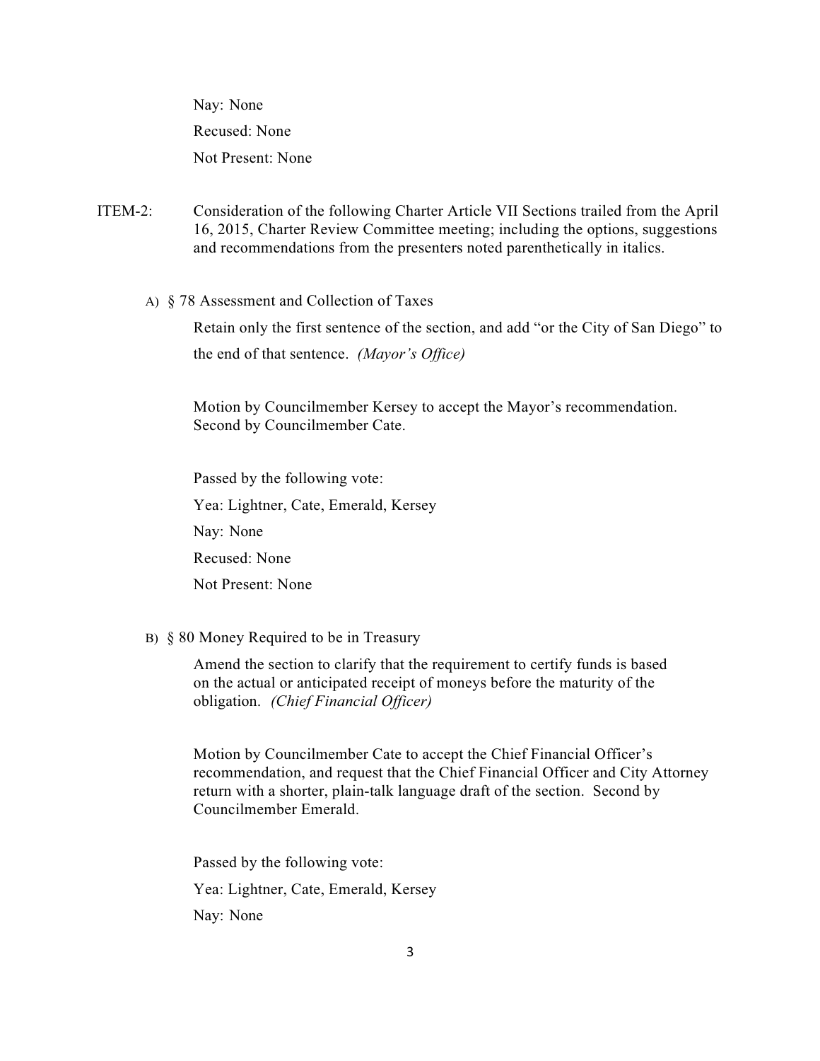Nay: None

Recused: None

Not Present: None

ITEM-2: Consideration of the following Charter Article VII Sections trailed from the April 16, 2015, Charter Review Committee meeting; including the options, suggestions and recommendations from the presenters noted parenthetically in italics.

A) § 78 Assessment and Collection of Taxes

Retain only the first sentence of the section, and add "or the City of San Diego" to the end of that sentence. *(Mayor's Office)*

Motion by Councilmember Kersey to accept the Mayor's recommendation. Second by Councilmember Cate.

Passed by the following vote:

Yea: Lightner, Cate, Emerald, Kersey

Nay: None

Recused: None

Not Present: None

B) § 80 Money Required to be in Treasury

Amend the section to clarify that the requirement to certify funds is based on the actual or anticipated receipt of moneys before the maturity of the obligation. *(Chief Financial Officer)*

Motion by Councilmember Cate to accept the Chief Financial Officer's recommendation, and request that the Chief Financial Officer and City Attorney return with a shorter, plain-talk language draft of the section. Second by Councilmember Emerald.

Passed by the following vote:

Yea: Lightner, Cate, Emerald, Kersey

Nay: None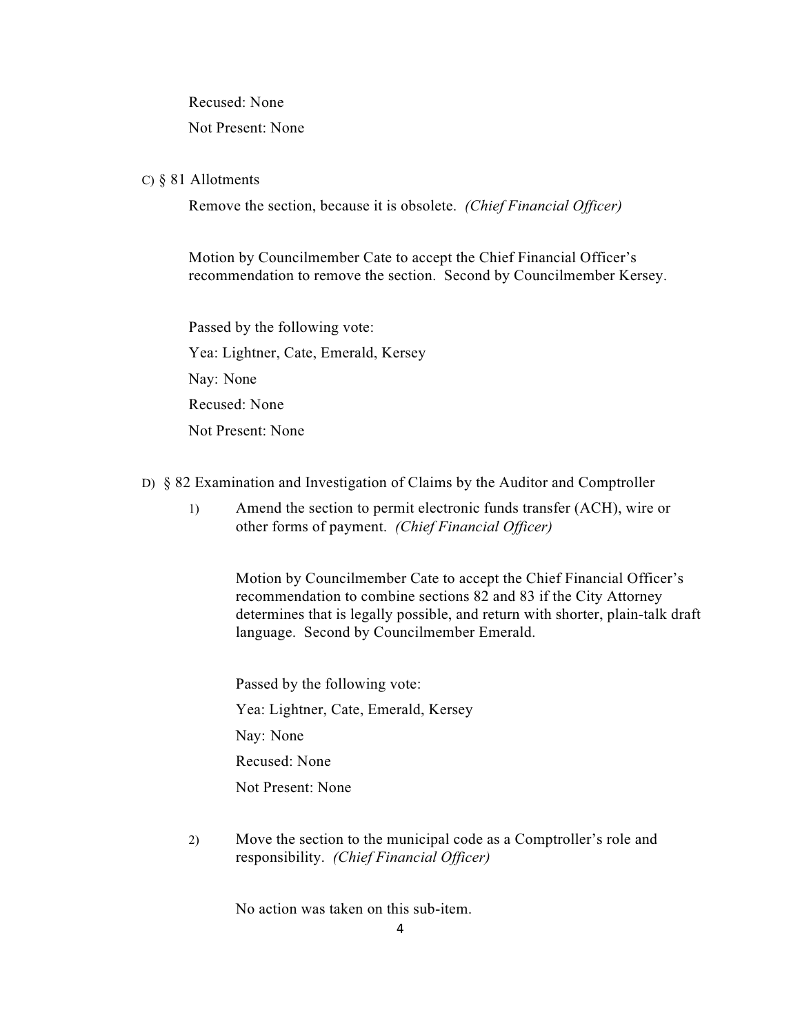Recused: None

Not Present: None

C) § 81 Allotments

Remove the section, because it is obsolete. *(Chief Financial Officer)*

Motion by Councilmember Cate to accept the Chief Financial Officer's recommendation to remove the section. Second by Councilmember Kersey.

Passed by the following vote:

Yea: Lightner, Cate, Emerald, Kersey

Nay: None

Recused: None

Not Present: None

D) § 82 Examination and Investigation of Claims by the Auditor and Comptroller

1) Amend the section to permit electronic funds transfer (ACH), wire or other forms of payment. *(Chief Financial Officer)*

   Motion by Councilmember Cate to accept the Chief Financial Officer's recommendation to combine sections 82 and 83 if the City Attorney determines that is legally possible, and return with shorter, plain-talk draft language. Second by Councilmember Emerald.

   Passed by the following vote:

   Yea: Lightner, Cate, Emerald, Kersey

   Nay: None

   Recused: None

   Not Present: None

2) Move the section to the municipal code as a Comptroller's role and responsibility. *(Chief Financial Officer)*

   No action was taken on this sub-item.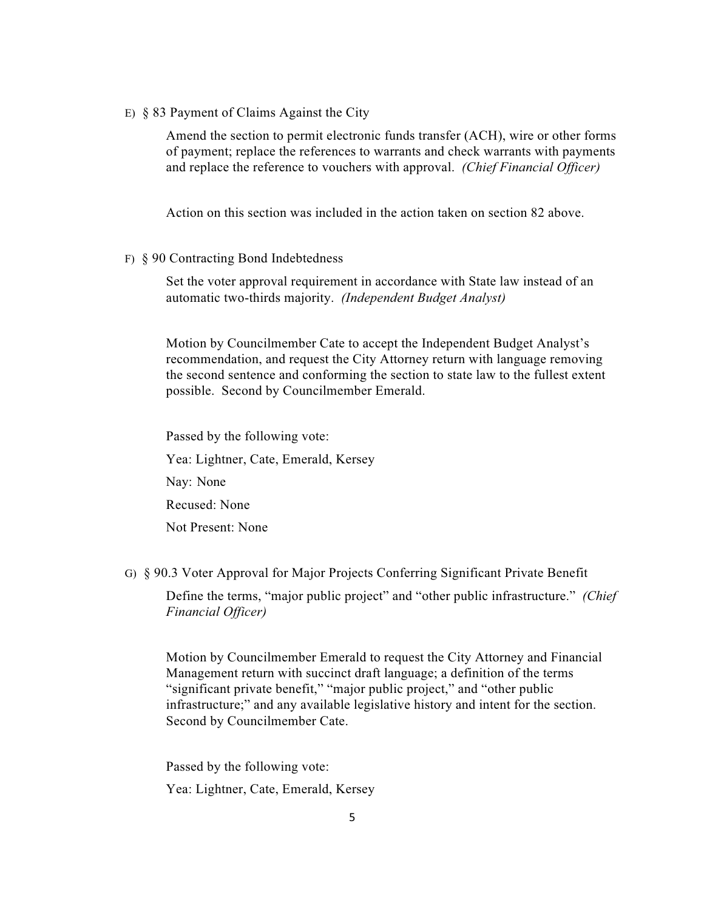E) § 83 Payment of Claims Against the City

Amend the section to permit electronic funds transfer (ACH), wire or other forms of payment; replace the references to warrants and check warrants with payments and replace the reference to vouchers with approval. *(Chief Financial Officer)*

Action on this section was included in the action taken on section 82 above.

F) § 90 Contracting Bond Indebtedness

Set the voter approval requirement in accordance with State law instead of an automatic two-thirds majority. *(Independent Budget Analyst)*

Motion by Councilmember Cate to accept the Independent Budget Analyst's recommendation, and request the City Attorney return with language removing the second sentence and conforming the section to state law to the fullest extent possible. Second by Councilmember Emerald.

Passed by the following vote:

Yea: Lightner, Cate, Emerald, Kersey

Nay: None

Recused: None

Not Present: None

G) § 90.3 Voter Approval for Major Projects Conferring Significant Private Benefit

Define the terms, "major public project" and "other public infrastructure." *(Chief Financial Officer)*

Motion by Councilmember Emerald to request the City Attorney and Financial Management return with succinct draft language; a definition of the terms "significant private benefit," "major public project," and "other public infrastructure;" and any available legislative history and intent for the section. Second by Councilmember Cate.

Passed by the following vote:

Yea: Lightner, Cate, Emerald, Kersey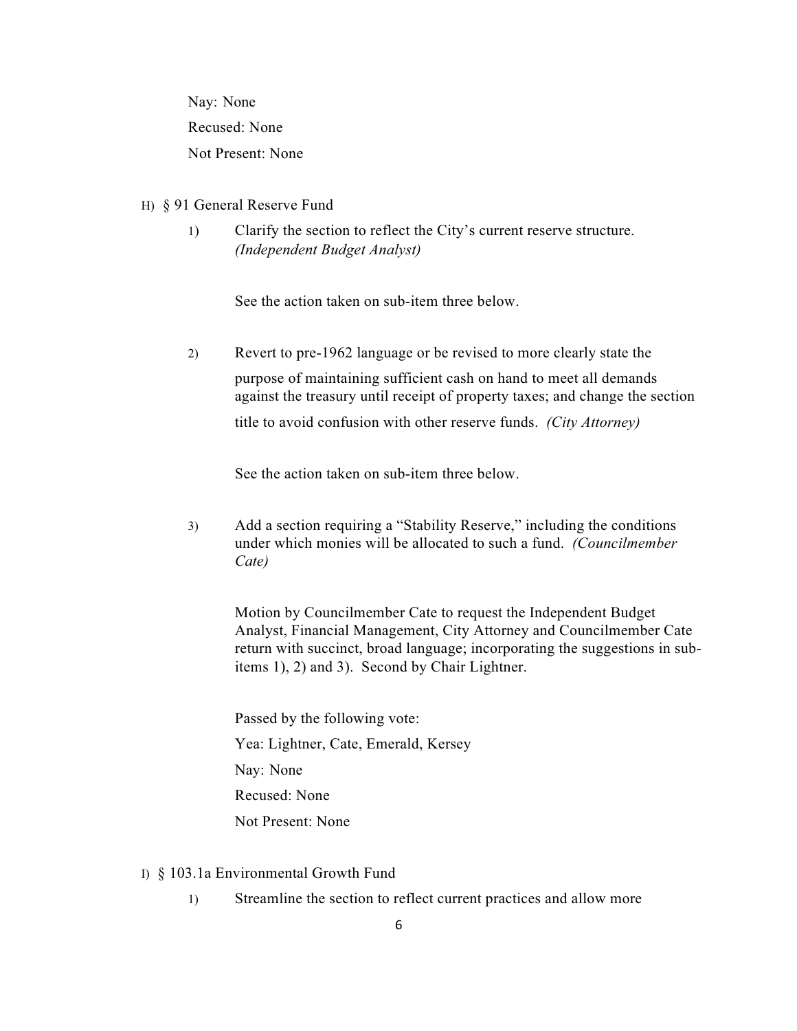Nay: None

Recused: None

Not Present: None

H) § 91 General Reserve Fund

1) Clarify the section to reflect the City's current reserve structure. *(Independent Budget Analyst)*

   See the action taken on sub-item three below.

2) Revert to pre-1962 language or be revised to more clearly state the purpose of maintaining sufficient cash on hand to meet all demands against the treasury until receipt of property taxes; and change the section title to avoid confusion with other reserve funds. *(City Attorney)*

   See the action taken on sub-item three below.

3) Add a section requiring a "Stability Reserve," including the conditions under which monies will be allocated to such a fund. *(Councilmember Cate)*

   Motion by Councilmember Cate to request the Independent Budget Analyst, Financial Management, City Attorney and Councilmember Cate return with succinct, broad language; incorporating the suggestions in sub-items 1), 2) and 3). Second by Chair Lightner.

   Passed by the following vote:

   Yea: Lightner, Cate, Emerald, Kersey

   Nay: None

   Recused: None

   Not Present: None

I) § 103.1a Environmental Growth Fund

1) Streamline the section to reflect current practices and allow more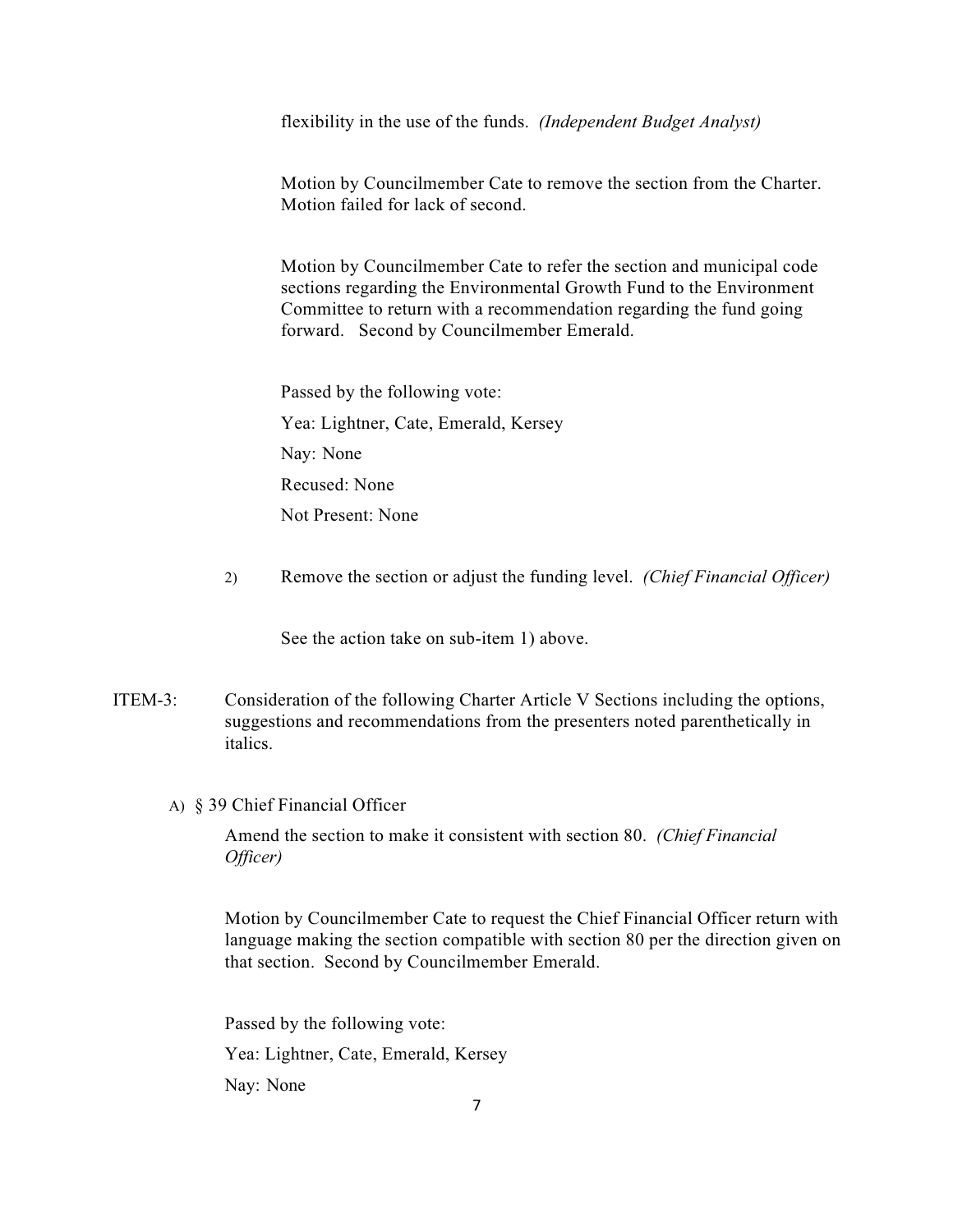flexibility in the use of the funds. *(Independent Budget Analyst)*

Motion by Councilmember Cate to remove the section from the Charter. Motion failed for lack of second.

Motion by Councilmember Cate to refer the section and municipal code sections regarding the Environmental Growth Fund to the Environment Committee to return with a recommendation regarding the fund going forward. Second by Councilmember Emerald.

Passed by the following vote:

Yea: Lightner, Cate, Emerald, Kersey

Nay: None

Recused: None

Not Present: None

2) Remove the section or adjust the funding level. *(Chief Financial Officer)*

See the action take on sub-item 1) above.

ITEM-3: Consideration of the following Charter Article V Sections including the options, suggestions and recommendations from the presenters noted parenthetically in italics.

A) § 39 Chief Financial Officer

Amend the section to make it consistent with section 80. *(Chief Financial Officer)*

Motion by Councilmember Cate to request the Chief Financial Officer return with language making the section compatible with section 80 per the direction given on that section. Second by Councilmember Emerald.

Passed by the following vote:

Yea: Lightner, Cate, Emerald, Kersey

Nay: None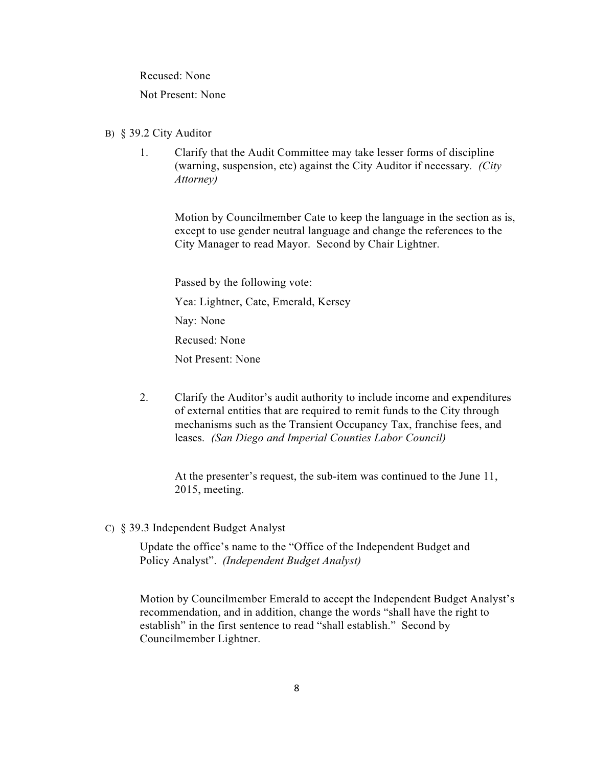Recused: None

Not Present: None

B) § 39.2 City Auditor

1. Clarify that the Audit Committee may take lesser forms of discipline (warning, suspension, etc) against the City Auditor if necessary. *(City Attorney)*

   Motion by Councilmember Cate to keep the language in the section as is, except to use gender neutral language and change the references to the City Manager to read Mayor. Second by Chair Lightner.

   Passed by the following vote:

   Yea: Lightner, Cate, Emerald, Kersey

   Nay: None

   Recused: None

   Not Present: None

2. Clarify the Auditor's audit authority to include income and expenditures of external entities that are required to remit funds to the City through mechanisms such as the Transient Occupancy Tax, franchise fees, and leases. *(San Diego and Imperial Counties Labor Council)*

   At the presenter's request, the sub-item was continued to the June 11, 2015, meeting.

C) § 39.3 Independent Budget Analyst

Update the office's name to the "Office of the Independent Budget and Policy Analyst". *(Independent Budget Analyst)*

Motion by Councilmember Emerald to accept the Independent Budget Analyst's recommendation, and in addition, change the words "shall have the right to establish" in the first sentence to read "shall establish." Second by Councilmember Lightner.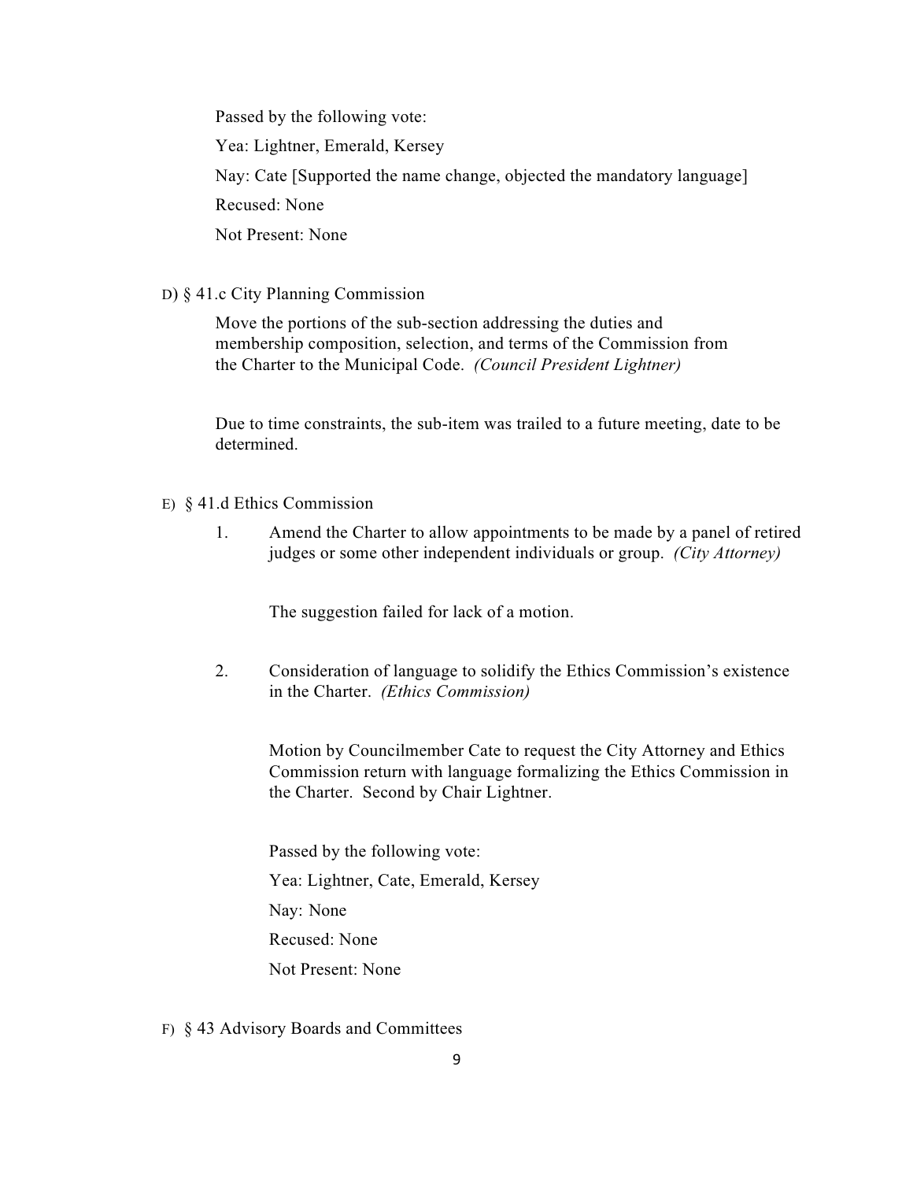Passed by the following vote:

Yea: Lightner, Emerald, Kersey

Nay: Cate [Supported the name change, objected the mandatory language]

Recused: None

Not Present: None

D) § 41.c City Planning Commission

Move the portions of the sub-section addressing the duties and membership composition, selection, and terms of the Commission from the Charter to the Municipal Code. *(Council President Lightner)*

Due to time constraints, the sub-item was trailed to a future meeting, date to be determined.

E) § 41.d Ethics Commission

1. Amend the Charter to allow appointments to be made by a panel of retired judges or some other independent individuals or group. *(City Attorney)*

   The suggestion failed for lack of a motion.

2. Consideration of language to solidify the Ethics Commission's existence in the Charter. *(Ethics Commission)*

   Motion by Councilmember Cate to request the City Attorney and Ethics Commission return with language formalizing the Ethics Commission in the Charter. Second by Chair Lightner.

   Passed by the following vote:

   Yea: Lightner, Cate, Emerald, Kersey

   Nay: None

   Recused: None

   Not Present: None

F) § 43 Advisory Boards and Committees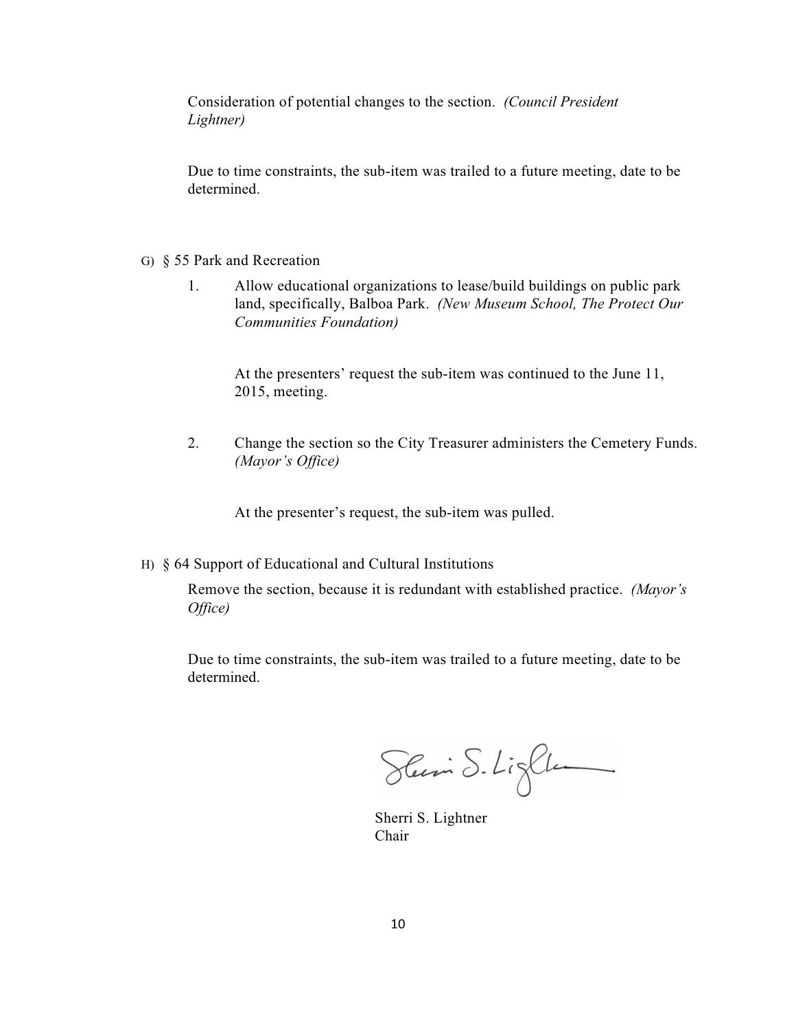Consideration of potential changes to the section. *(Council President Lightner)*

Due to time constraints, the sub-item was trailed to a future meeting, date to be determined.

G) § 55 Park and Recreation

1. Allow educational organizations to lease/build buildings on public park land, specifically, Balboa Park. *(New Museum School, The Protect Our Communities Foundation)*

   At the presenters' request the sub-item was continued to the June 11, 2015, meeting.

2. Change the section so the City Treasurer administers the Cemetery Funds. *(Mayor's Office)*

   At the presenter's request, the sub-item was pulled.

H) § 64 Support of Educational and Cultural Institutions

Remove the section, because it is redundant with established practice. *(Mayor's Office)*

Due to time constraints, the sub-item was trailed to a future meeting, date to be determined.

Sherri S. Lightner
Chair